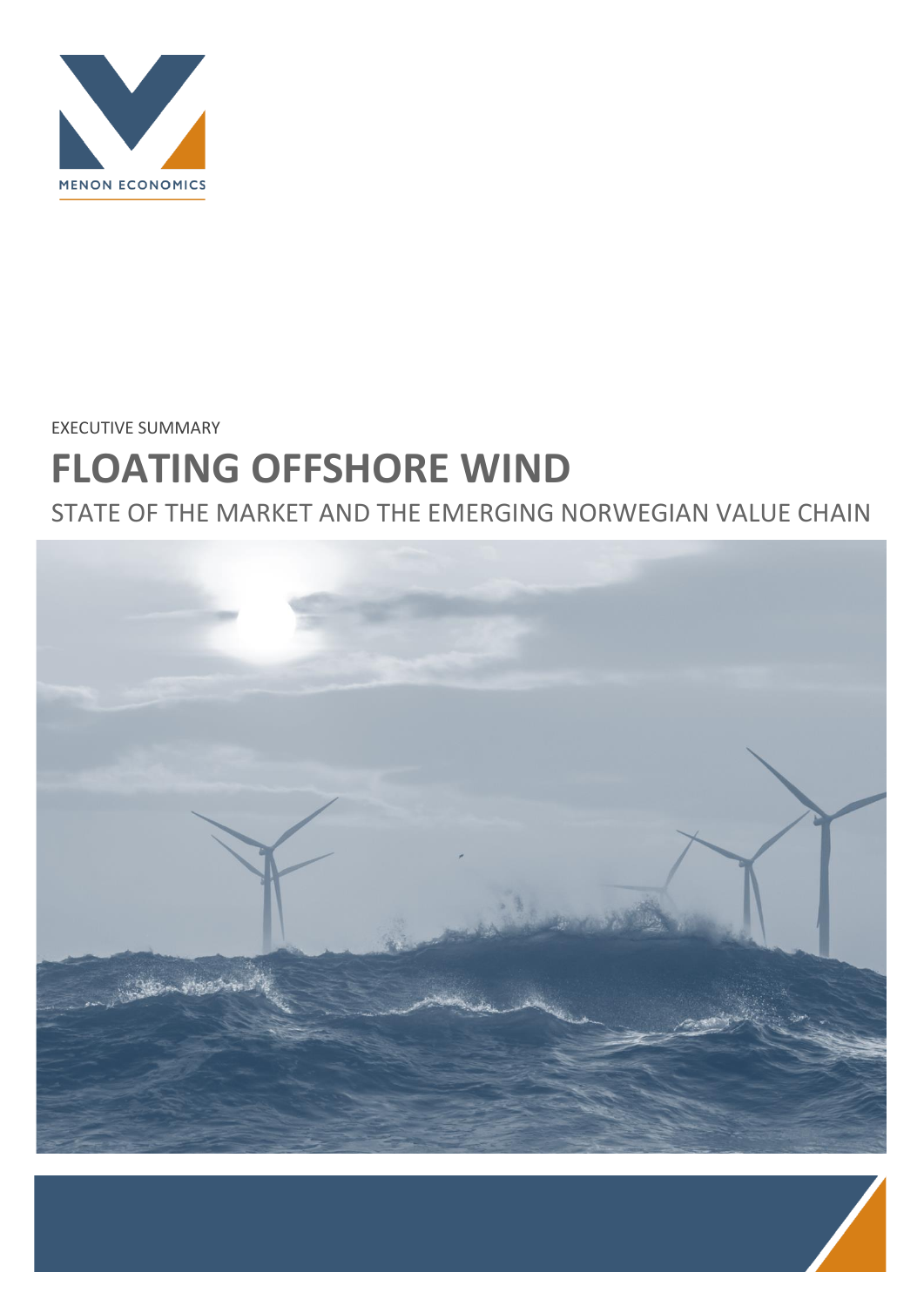MENON ECONOMICS

EXECUTIVE SUMMARY

# FLOATING OFFSHORE WIND

## STATE OF THE MARKET AND THE EMERGING NORWEGIAN VALUE CHAIN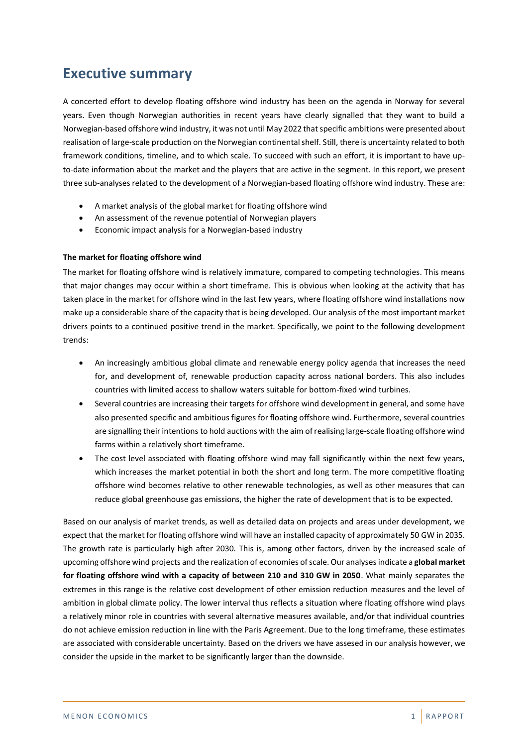# Executive summary

A concerted effort to develop floating offshore wind industry has been on the agenda in Norway for several years. Even though Norwegian authorities in recent years have clearly signalled that they want to build a Norwegian-based offshore wind industry, it was not until May 2022 that specific ambitions were presented about realisation of large-scale production on the Norwegian continental shelf. Still, there is uncertainty related to both framework conditions, timeline, and to which scale. To succeed with such an effort, it is important to have up-to-date information about the market and the players that are active in the segment. In this report, we present three sub-analyses related to the development of a Norwegian-based floating offshore wind industry. These are:

- A market analysis of the global market for floating offshore wind
- An assessment of the revenue potential of Norwegian players
- Economic impact analysis for a Norwegian-based industry

**The market for floating offshore wind**

The market for floating offshore wind is relatively immature, compared to competing technologies. This means that major changes may occur within a short timeframe. This is obvious when looking at the activity that has taken place in the market for offshore wind in the last few years, where floating offshore wind installations now make up a considerable share of the capacity that is being developed. Our analysis of the most important market drivers points to a continued positive trend in the market. Specifically, we point to the following development trends:

- An increasingly ambitious global climate and renewable energy policy agenda that increases the need for, and development of, renewable production capacity across national borders. This also includes countries with limited access to shallow waters suitable for bottom-fixed wind turbines.
- Several countries are increasing their targets for offshore wind development in general, and some have also presented specific and ambitious figures for floating offshore wind. Furthermore, several countries are signalling their intentions to hold auctions with the aim of realising large-scale floating offshore wind farms within a relatively short timeframe.
- The cost level associated with floating offshore wind may fall significantly within the next few years, which increases the market potential in both the short and long term. The more competitive floating offshore wind becomes relative to other renewable technologies, as well as other measures that can reduce global greenhouse gas emissions, the higher the rate of development that is to be expected.

Based on our analysis of market trends, as well as detailed data on projects and areas under development, we expect that the market for floating offshore wind will have an installed capacity of approximately 50 GW in 2035. The growth rate is particularly high after 2030. This is, among other factors, driven by the increased scale of upcoming offshore wind projects and the realization of economies of scale. Our analyses indicate a **global market for floating offshore wind with a capacity of between 210 and 310 GW in 2050**. What mainly separates the extremes in this range is the relative cost development of other emission reduction measures and the level of ambition in global climate policy. The lower interval thus reflects a situation where floating offshore wind plays a relatively minor role in countries with several alternative measures available, and/or that individual countries do not achieve emission reduction in line with the Paris Agreement. Due to the long timeframe, these estimates are associated with considerable uncertainty. Based on the drivers we have assesed in our analysis however, we consider the upside in the market to be significantly larger than the downside.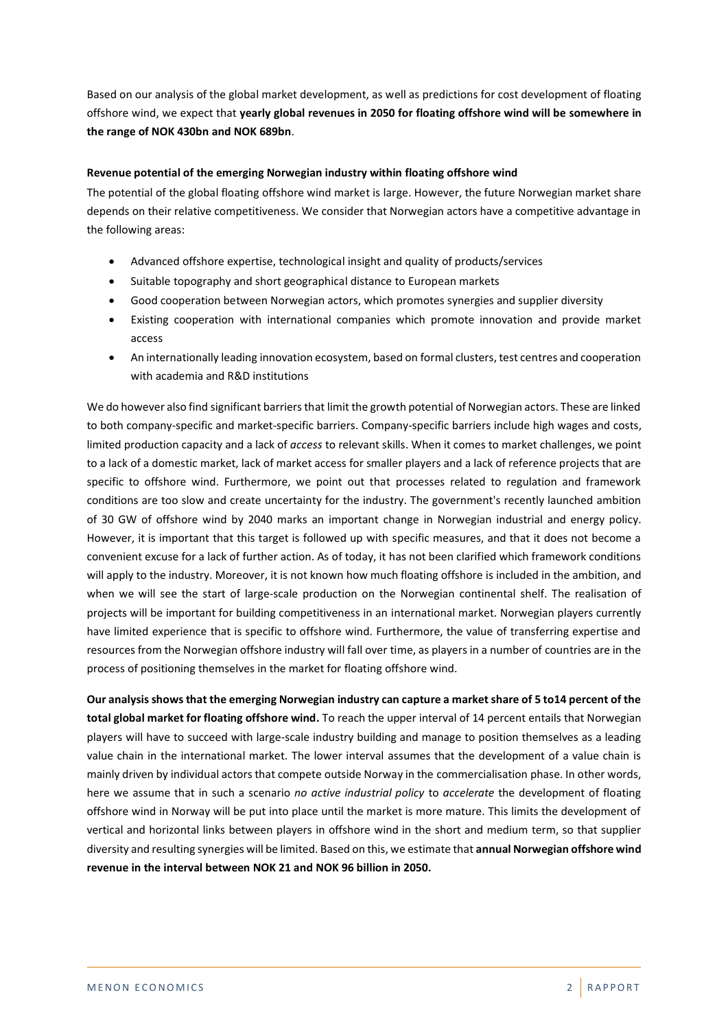Based on our analysis of the global market development, as well as predictions for cost development of floating offshore wind, we expect that **yearly global revenues in 2050 for floating offshore wind will be somewhere in the range of NOK 430bn and NOK 689bn**.

**Revenue potential of the emerging Norwegian industry within floating offshore wind**

The potential of the global floating offshore wind market is large. However, the future Norwegian market share depends on their relative competitiveness. We consider that Norwegian actors have a competitive advantage in the following areas:

- Advanced offshore expertise, technological insight and quality of products/services
- Suitable topography and short geographical distance to European markets
- Good cooperation between Norwegian actors, which promotes synergies and supplier diversity
- Existing cooperation with international companies which promote innovation and provide market access
- An internationally leading innovation ecosystem, based on formal clusters, test centres and cooperation with academia and R&D institutions

We do however also find significant barriers that limit the growth potential of Norwegian actors. These are linked to both company-specific and market-specific barriers. Company-specific barriers include high wages and costs, limited production capacity and a lack of *access* to relevant skills. When it comes to market challenges, we point to a lack of a domestic market, lack of market access for smaller players and a lack of reference projects that are specific to offshore wind. Furthermore, we point out that processes related to regulation and framework conditions are too slow and create uncertainty for the industry. The government's recently launched ambition of 30 GW of offshore wind by 2040 marks an important change in Norwegian industrial and energy policy. However, it is important that this target is followed up with specific measures, and that it does not become a convenient excuse for a lack of further action. As of today, it has not been clarified which framework conditions will apply to the industry. Moreover, it is not known how much floating offshore is included in the ambition, and when we will see the start of large-scale production on the Norwegian continental shelf. The realisation of projects will be important for building competitiveness in an international market. Norwegian players currently have limited experience that is specific to offshore wind. Furthermore, the value of transferring expertise and resources from the Norwegian offshore industry will fall over time, as players in a number of countries are in the process of positioning themselves in the market for floating offshore wind.

**Our analysis shows that the emerging Norwegian industry can capture a market share of 5 to14 percent of the total global market for floating offshore wind.** To reach the upper interval of 14 percent entails that Norwegian players will have to succeed with large-scale industry building and manage to position themselves as a leading value chain in the international market. The lower interval assumes that the development of a value chain is mainly driven by individual actors that compete outside Norway in the commercialisation phase. In other words, here we assume that in such a scenario *no active industrial policy* to *accelerate* the development of floating offshore wind in Norway will be put into place until the market is more mature. This limits the development of vertical and horizontal links between players in offshore wind in the short and medium term, so that supplier diversity and resulting synergies will be limited. Based on this, we estimate that **annual Norwegian offshore wind revenue in the interval between NOK 21 and NOK 96 billion in 2050.**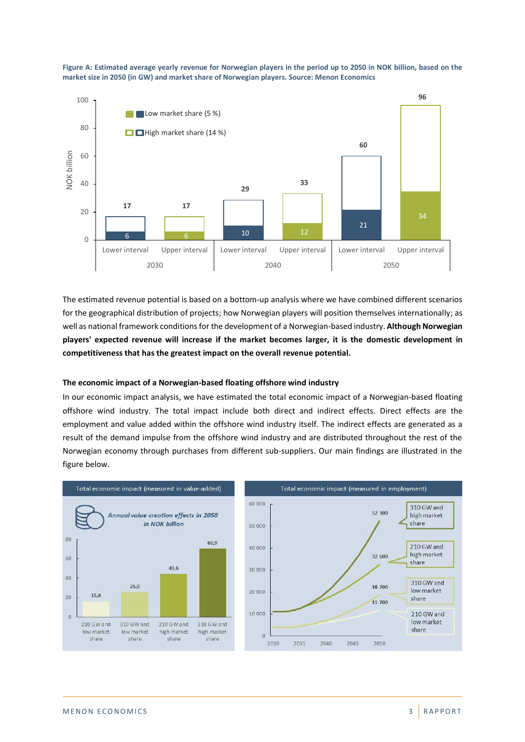**Figure A: Estimated average yearly revenue for Norwegian players in the period up to 2050 in NOK billion, based on the market size in 2050 (in GW) and market share of Norwegian players. Source: Menon Economics**

| Year | Interval | Low market share (5 %) | High market share (14 %) |
| --- | --- | --- | --- |
| 2030 | Lower interval | 6 | 17 |
| 2030 | Upper interval | 6 | 17 |
| 2040 | Lower interval | 10 | 29 |
| 2040 | Upper interval | 12 | 33 |
| 2050 | Lower interval | 21 | 60 |
| 2050 | Upper interval | 34 | 96 |

The estimated revenue potential is based on a bottom-up analysis where we have combined different scenarios for the geographical distribution of projects; how Norwegian players will position themselves internationally; as well as national framework conditions for the development of a Norwegian-based industry. **Although Norwegian players' expected revenue will increase if the market becomes larger, it is the domestic development in competitiveness that has the greatest impact on the overall revenue potential.**

### The economic impact of a Norwegian-based floating offshore wind industry

In our economic impact analysis, we have estimated the total economic impact of a Norwegian-based floating offshore wind industry. The total impact include both direct and indirect effects. Direct effects are the employment and value added within the offshore wind industry itself. The indirect effects are generated as a result of the demand impulse from the offshore wind industry and are distributed throughout the rest of the Norwegian economy through purchases from different sub-suppliers. Our main findings are illustrated in the figure below.

**Total economic impact (measured in value-added)**

*Annual value creation effects in 2050 in NOK billion*

| Scenario | NOK billion |
| --- | --- |
| 210 GW and low market share | 15,6 |
| 310 GW and low market share | 25,0 |
| 210 GW and high market share | 43,6 |
| 310 GW and high market share | 69,9 |

**Total economic impact (measured in employment)**

| Scenario | Employment in 2050 |
| --- | --- |
| 310 GW and high market share | 52 300 |
| 210 GW and high market share | 32 600 |
| 310 GW and low market share | 18 700 |
| 210 GW and low market share | 11 700 |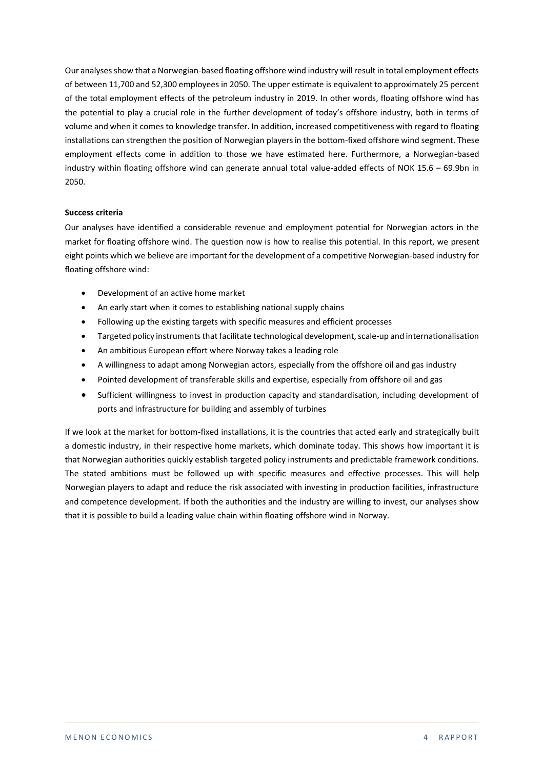Our analyses show that a Norwegian-based floating offshore wind industry will result in total employment effects of between 11,700 and 52,300 employees in 2050. The upper estimate is equivalent to approximately 25 percent of the total employment effects of the petroleum industry in 2019. In other words, floating offshore wind has the potential to play a crucial role in the further development of today's offshore industry, both in terms of volume and when it comes to knowledge transfer. In addition, increased competitiveness with regard to floating installations can strengthen the position of Norwegian players in the bottom-fixed offshore wind segment. These employment effects come in addition to those we have estimated here. Furthermore, a Norwegian-based industry within floating offshore wind can generate annual total value-added effects of NOK 15.6 – 69.9bn in 2050.

**Success criteria**

Our analyses have identified a considerable revenue and employment potential for Norwegian actors in the market for floating offshore wind. The question now is how to realise this potential. In this report, we present eight points which we believe are important for the development of a competitive Norwegian-based industry for floating offshore wind:

- Development of an active home market
- An early start when it comes to establishing national supply chains
- Following up the existing targets with specific measures and efficient processes
- Targeted policy instruments that facilitate technological development, scale-up and internationalisation
- An ambitious European effort where Norway takes a leading role
- A willingness to adapt among Norwegian actors, especially from the offshore oil and gas industry
- Pointed development of transferable skills and expertise, especially from offshore oil and gas
- Sufficient willingness to invest in production capacity and standardisation, including development of ports and infrastructure for building and assembly of turbines

If we look at the market for bottom-fixed installations, it is the countries that acted early and strategically built a domestic industry, in their respective home markets, which dominate today. This shows how important it is that Norwegian authorities quickly establish targeted policy instruments and predictable framework conditions. The stated ambitions must be followed up with specific measures and effective processes. This will help Norwegian players to adapt and reduce the risk associated with investing in production facilities, infrastructure and competence development. If both the authorities and the industry are willing to invest, our analyses show that it is possible to build a leading value chain within floating offshore wind in Norway.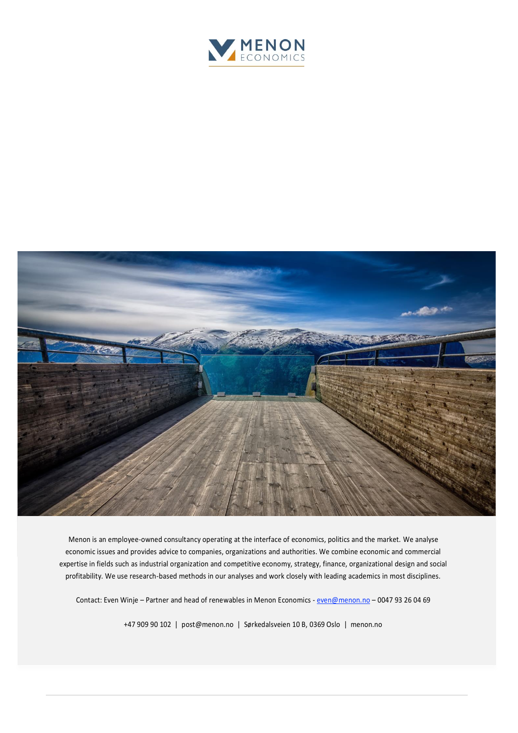Menon is an employee-owned consultancy operating at the interface of economics, politics and the market. We analyse economic issues and provides advice to companies, organizations and authorities. We combine economic and commercial expertise in fields such as industrial organization and competitive economy, strategy, finance, organizational design and social profitability. We use research-based methods in our analyses and work closely with leading academics in most disciplines.

Contact: Even Winje – Partner and head of renewables in Menon Economics - even@menon.no – 0047 93 26 04 69

+47 909 90 102 | post@menon.no | Sørkedalsveien 10 B, 0369 Oslo | menon.no